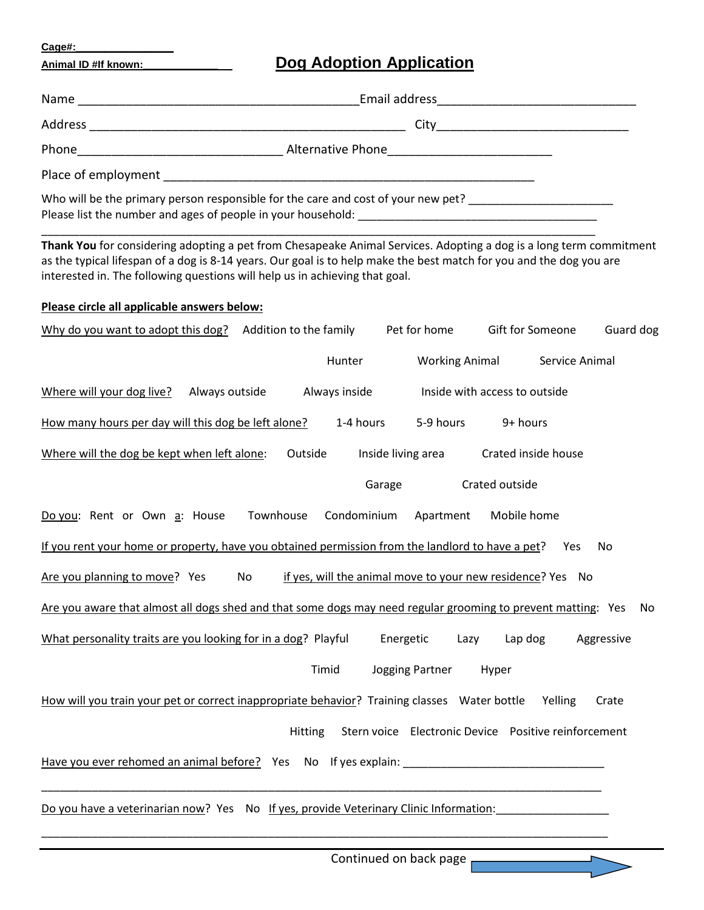**Cage#:________________**

**Animal ID #If known:____________**

# Dog Adoption Application

Name ________________________________________Email address____________________________

Address _______________________________________________ City____________________________

Phone______________________________ Alternative Phone________________________

Place of employment _______________________________________________________

Who will be the primary person responsible for the care and cost of your new pet? ______________________
Please list the number and ages of people in your household: ____________________________________
_____________________________________________________________________________________

**Thank You** for considering adopting a pet from Chesapeake Animal Services. Adopting a dog is a long term commitment as the typical lifespan of a dog is 8-14 years. Our goal is to help make the best match for you and the dog you are interested in. The following questions will help us in achieving that goal.

**Please circle all applicable answers below:**

Why do you want to adopt this dog? Addition to the family  Pet for home  Gift for Someone  Guard dog  Hunter  Working Animal  Service Animal

Where will your dog live? Always outside  Always inside  Inside with access to outside

How many hours per day will this dog be left alone? 1-4 hours  5-9 hours  9+ hours

Where will the dog be kept when left alone: Outside  Inside living area  Crated inside house  Garage  Crated outside

Do you: Rent or Own a: House  Townhouse  Condominium  Apartment  Mobile home

If you rent your home or property, have you obtained permission from the landlord to have a pet? Yes  No

Are you planning to move? Yes  No  if yes, will the animal move to your new residence? Yes  No

Are you aware that almost all dogs shed and that some dogs may need regular grooming to prevent matting: Yes  No

What personality traits are you looking for in a dog? Playful  Energetic  Lazy  Lap dog  Aggressive  Timid  Jogging Partner  Hyper

How will you train your pet or correct inappropriate behavior? Training classes  Water bottle  Yelling  Crate  Hitting  Stern voice  Electronic Device  Positive reinforcement

Have you ever rehomed an animal before? Yes  No  If yes explain: ________________________________
_____________________________________________________________________________________

Do you have a veterinarian now? Yes  No  If yes, provide Veterinary Clinic Information:__________________
_____________________________________________________________________________________

Continued on back page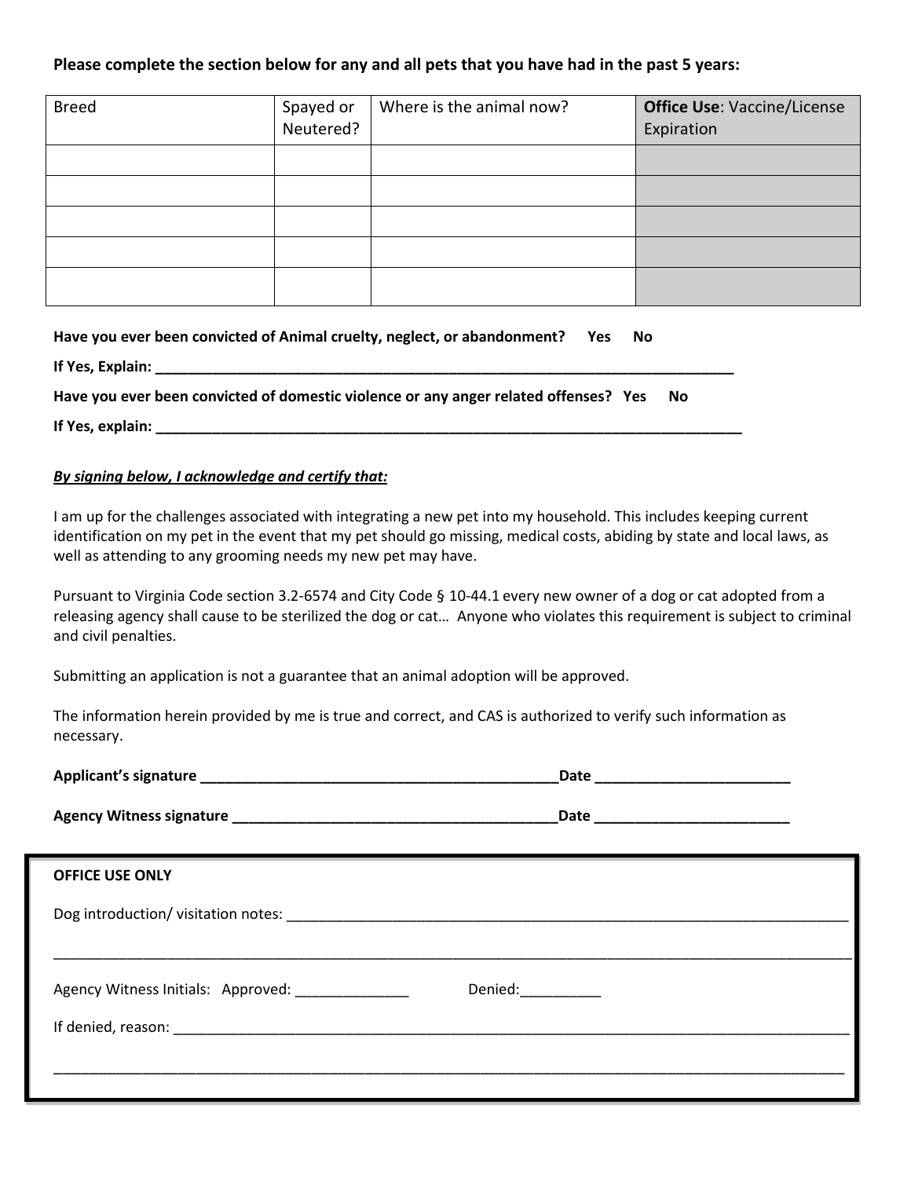**Please complete the section below for any and all pets that you have had in the past 5 years:**

| Breed | Spayed or Neutered? | Where is the animal now? | **Office Use**: Vaccine/License Expiration |
|---|---|---|---|
| | | | |
| | | | |
| | | | |
| | | | |
| | | | |

**Have you ever been convicted of Animal cruelty, neglect, or abandonment? Yes No**

**If Yes, Explain: ___________________________________________________________________________**

**Have you ever been convicted of domestic violence or any anger related offenses? Yes No**

**If Yes, explain: ____________________________________________________________________________**

***By signing below, I acknowledge and certify that:***

I am up for the challenges associated with integrating a new pet into my household. This includes keeping current identification on my pet in the event that my pet should go missing, medical costs, abiding by state and local laws, as well as attending to any grooming needs my new pet may have.

Pursuant to Virginia Code section 3.2-6574 and City Code § 10-44.1 every new owner of a dog or cat adopted from a releasing agency shall cause to be sterilized the dog or cat… Anyone who violates this requirement is subject to criminal and civil penalties.

Submitting an application is not a guarantee that an animal adoption will be approved.

The information herein provided by me is true and correct, and CAS is authorized to verify such information as necessary.

**Applicant's signature ______________________________________________Date ________________________**

**Agency Witness signature _________________________________________Date ________________________**

---

**OFFICE USE ONLY**

Dog introduction/ visitation notes: ________________________________________________________________________

_____________________________________________________________________________________________________

Agency Witness Initials: Approved: ______________ Denied:__________

If denied, reason: ______________________________________________________________________________________

_____________________________________________________________________________________________________